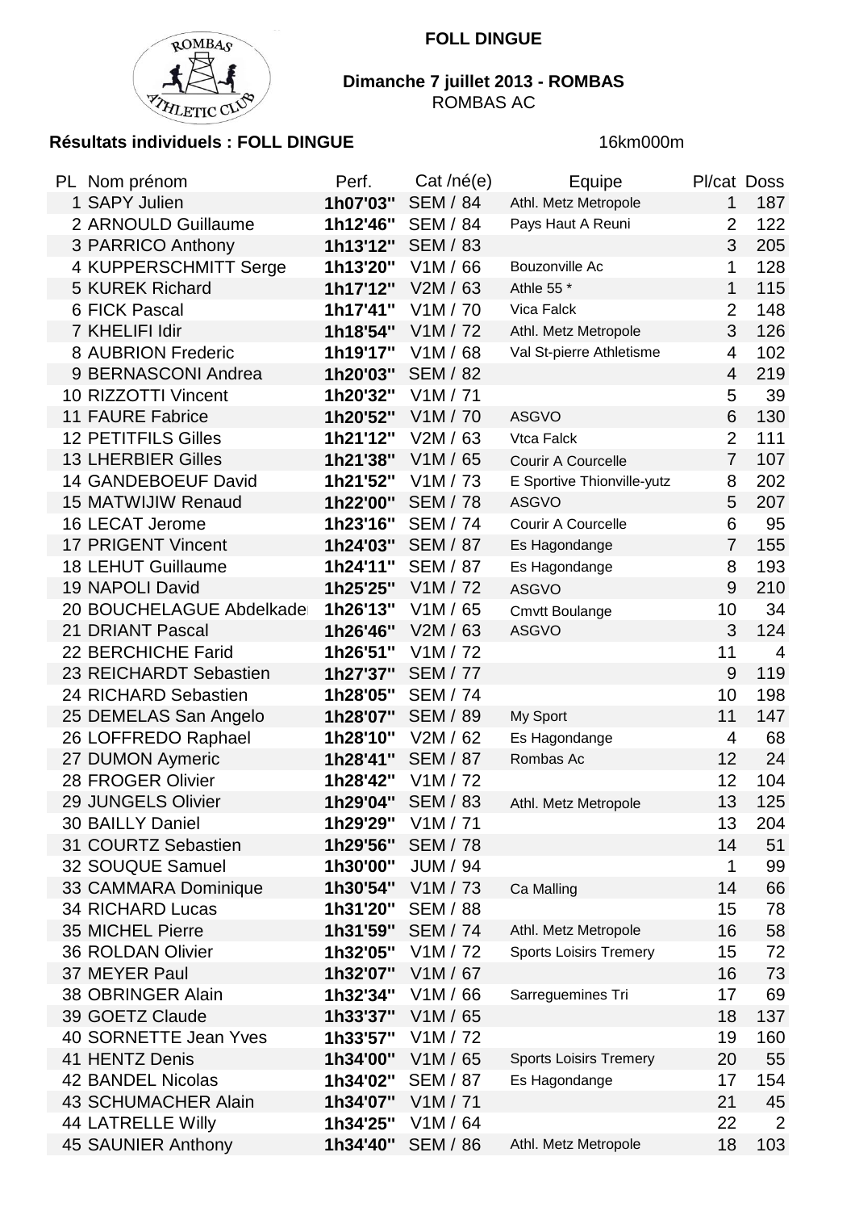**FOLL DINGUE**

**Dimanche 7 juillet 2013 - ROMBAS**
ROMBAS AC

**Résultats individuels : FOLL DINGUE** 16km000m

| PL | Nom prénom | Perf. | Cat /né(e) | Equipe | Pl/cat | Doss |
|---|---|---|---|---|---|---|
| 1 | SAPY Julien | **1h07'03"** | SEM / 84 | Athl. Metz Metropole | 1 | 187 |
| 2 | ARNOULD Guillaume | **1h12'46"** | SEM / 84 | Pays Haut A Reuni | 2 | 122 |
| 3 | PARRICO Anthony | **1h13'12"** | SEM / 83 | | 3 | 205 |
| 4 | KUPPERSCHMITT Serge | **1h13'20"** | V1M / 66 | Bouzonville Ac | 1 | 128 |
| 5 | KUREK Richard | **1h17'12"** | V2M / 63 | Athle 55 * | 1 | 115 |
| 6 | FICK Pascal | **1h17'41"** | V1M / 70 | Vica Falck | 2 | 148 |
| 7 | KHELIFI Idir | **1h18'54"** | V1M / 72 | Athl. Metz Metropole | 3 | 126 |
| 8 | AUBRION Frederic | **1h19'17"** | V1M / 68 | Val St-pierre Athletisme | 4 | 102 |
| 9 | BERNASCONI Andrea | **1h20'03"** | SEM / 82 | | 4 | 219 |
| 10 | RIZZOTTI Vincent | **1h20'32"** | V1M / 71 | | 5 | 39 |
| 11 | FAURE Fabrice | **1h20'52"** | V1M / 70 | ASGVO | 6 | 130 |
| 12 | PETITFILS Gilles | **1h21'12"** | V2M / 63 | Vtca Falck | 2 | 111 |
| 13 | LHERBIER Gilles | **1h21'38"** | V1M / 65 | Courir A Courcelle | 7 | 107 |
| 14 | GANDEBOEUF David | **1h21'52"** | V1M / 73 | E Sportive Thionville-yutz | 8 | 202 |
| 15 | MATWIJIW Renaud | **1h22'00"** | SEM / 78 | ASGVO | 5 | 207 |
| 16 | LECAT Jerome | **1h23'16"** | SEM / 74 | Courir A Courcelle | 6 | 95 |
| 17 | PRIGENT Vincent | **1h24'03"** | SEM / 87 | Es Hagondange | 7 | 155 |
| 18 | LEHUT Guillaume | **1h24'11"** | SEM / 87 | Es Hagondange | 8 | 193 |
| 19 | NAPOLI David | **1h25'25"** | V1M / 72 | ASGVO | 9 | 210 |
| 20 | BOUCHELAGUE Abdelkader | **1h26'13"** | V1M / 65 | Cmvtt Boulange | 10 | 34 |
| 21 | DRIANT Pascal | **1h26'46"** | V2M / 63 | ASGVO | 3 | 124 |
| 22 | BERCHICHE Farid | **1h26'51"** | V1M / 72 | | 11 | 4 |
| 23 | REICHARDT Sebastien | **1h27'37"** | SEM / 77 | | 9 | 119 |
| 24 | RICHARD Sebastien | **1h28'05"** | SEM / 74 | | 10 | 198 |
| 25 | DEMELAS San Angelo | **1h28'07"** | SEM / 89 | My Sport | 11 | 147 |
| 26 | LOFFREDO Raphael | **1h28'10"** | V2M / 62 | Es Hagondange | 4 | 68 |
| 27 | DUMON Aymeric | **1h28'41"** | SEM / 87 | Rombas Ac | 12 | 24 |
| 28 | FROGER Olivier | **1h28'42"** | V1M / 72 | | 12 | 104 |
| 29 | JUNGELS Olivier | **1h29'04"** | SEM / 83 | Athl. Metz Metropole | 13 | 125 |
| 30 | BAILLY Daniel | **1h29'29"** | V1M / 71 | | 13 | 204 |
| 31 | COURTZ Sebastien | **1h29'56"** | SEM / 78 | | 14 | 51 |
| 32 | SOUQUE Samuel | **1h30'00"** | JUM / 94 | | 1 | 99 |
| 33 | CAMMARA Dominique | **1h30'54"** | V1M / 73 | Ca Malling | 14 | 66 |
| 34 | RICHARD Lucas | **1h31'20"** | SEM / 88 | | 15 | 78 |
| 35 | MICHEL Pierre | **1h31'59"** | SEM / 74 | Athl. Metz Metropole | 16 | 58 |
| 36 | ROLDAN Olivier | **1h32'05"** | V1M / 72 | Sports Loisirs Tremery | 15 | 72 |
| 37 | MEYER Paul | **1h32'07"** | V1M / 67 | | 16 | 73 |
| 38 | OBRINGER Alain | **1h32'34"** | V1M / 66 | Sarreguemines Tri | 17 | 69 |
| 39 | GOETZ Claude | **1h33'37"** | V1M / 65 | | 18 | 137 |
| 40 | SORNETTE Jean Yves | **1h33'57"** | V1M / 72 | | 19 | 160 |
| 41 | HENTZ Denis | **1h34'00"** | V1M / 65 | Sports Loisirs Tremery | 20 | 55 |
| 42 | BANDEL Nicolas | **1h34'02"** | SEM / 87 | Es Hagondange | 17 | 154 |
| 43 | SCHUMACHER Alain | **1h34'07"** | V1M / 71 | | 21 | 45 |
| 44 | LATRELLE Willy | **1h34'25"** | V1M / 64 | | 22 | 2 |
| 45 | SAUNIER Anthony | **1h34'40"** | SEM / 86 | Athl. Metz Metropole | 18 | 103 |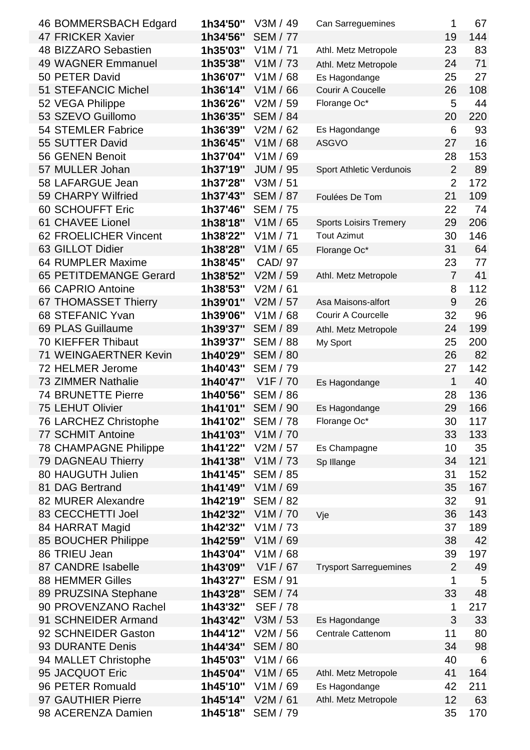| | | | | | |
|---|---|---|---|---|---|
| 46 BOMMERSBACH Edgard | **1h34'50"** | V3M / 49 | Can Sarreguemines | 1 | 67 |
| 47 FRICKER Xavier | **1h34'56"** | SEM / 77 | | 19 | 144 |
| 48 BIZZARO Sebastien | **1h35'03"** | V1M / 71 | Athl. Metz Metropole | 23 | 83 |
| 49 WAGNER Emmanuel | **1h35'38"** | V1M / 73 | Athl. Metz Metropole | 24 | 71 |
| 50 PETER David | **1h36'07"** | V1M / 68 | Es Hagondange | 25 | 27 |
| 51 STEFANCIC Michel | **1h36'14"** | V1M / 66 | Courir A Coucelle | 26 | 108 |
| 52 VEGA Philippe | **1h36'26"** | V2M / 59 | Florange Oc* | 5 | 44 |
| 53 SZEVO Guillomo | **1h36'35"** | SEM / 84 | | 20 | 220 |
| 54 STEMLER Fabrice | **1h36'39"** | V2M / 62 | Es Hagondange | 6 | 93 |
| 55 SUTTER David | **1h36'45"** | V1M / 68 | ASGVO | 27 | 16 |
| 56 GENEN Benoit | **1h37'04"** | V1M / 69 | | 28 | 153 |
| 57 MULLER Johan | **1h37'19"** | JUM / 95 | Sport Athletic Verdunois | 2 | 89 |
| 58 LAFARGUE Jean | **1h37'28"** | V3M / 51 | | 2 | 172 |
| 59 CHARPY Wilfried | **1h37'43"** | SEM / 87 | Foulées De Tom | 21 | 109 |
| 60 SCHOUFFT Eric | **1h37'46"** | SEM / 75 | | 22 | 74 |
| 61 CHAVEE Lionel | **1h38'18"** | V1M / 65 | Sports Loisirs Tremery | 29 | 206 |
| 62 FROELICHER Vincent | **1h38'22"** | V1M / 71 | Tout Azimut | 30 | 146 |
| 63 GILLOT Didier | **1h38'28"** | V1M / 65 | Florange Oc* | 31 | 64 |
| 64 RUMPLER Maxime | **1h38'45"** | CAD/ 97 | | 23 | 77 |
| 65 PETITDEMANGE Gerard | **1h38'52"** | V2M / 59 | Athl. Metz Metropole | 7 | 41 |
| 66 CAPRIO Antoine | **1h38'53"** | V2M / 61 | | 8 | 112 |
| 67 THOMASSET Thierry | **1h39'01"** | V2M / 57 | Asa Maisons-alfort | 9 | 26 |
| 68 STEFANIC Yvan | **1h39'06"** | V1M / 68 | Courir A Courcelle | 32 | 96 |
| 69 PLAS Guillaume | **1h39'37"** | SEM / 89 | Athl. Metz Metropole | 24 | 199 |
| 70 KIEFFER Thibaut | **1h39'37"** | SEM / 88 | My Sport | 25 | 200 |
| 71 WEINGAERTNER Kevin | **1h40'29"** | SEM / 80 | | 26 | 82 |
| 72 HELMER Jerome | **1h40'43"** | SEM / 79 | | 27 | 142 |
| 73 ZIMMER Nathalie | **1h40'47"** | V1F / 70 | Es Hagondange | 1 | 40 |
| 74 BRUNETTE Pierre | **1h40'56"** | SEM / 86 | | 28 | 136 |
| 75 LEHUT Olivier | **1h41'01"** | SEM / 90 | Es Hagondange | 29 | 166 |
| 76 LARCHEZ Christophe | **1h41'02"** | SEM / 78 | Florange Oc* | 30 | 117 |
| 77 SCHMIT Antoine | **1h41'03"** | V1M / 70 | | 33 | 133 |
| 78 CHAMPAGNE Philippe | **1h41'22"** | V2M / 57 | Es Champagne | 10 | 35 |
| 79 DAGNEAU Thierry | **1h41'38"** | V1M / 73 | Sp Illange | 34 | 121 |
| 80 HAUGUTH Julien | **1h41'45"** | SEM / 85 | | 31 | 152 |
| 81 DAG Bertrand | **1h41'49"** | V1M / 69 | | 35 | 167 |
| 82 MURER Alexandre | **1h42'19"** | SEM / 82 | | 32 | 91 |
| 83 CECCHETTI Joel | **1h42'32"** | V1M / 70 | Vje | 36 | 143 |
| 84 HARRAT Magid | **1h42'32"** | V1M / 73 | | 37 | 189 |
| 85 BOUCHER Philippe | **1h42'59"** | V1M / 69 | | 38 | 42 |
| 86 TRIEU Jean | **1h43'04"** | V1M / 68 | | 39 | 197 |
| 87 CANDRE Isabelle | **1h43'09"** | V1F / 67 | Trysport Sarreguemines | 2 | 49 |
| 88 HEMMER Gilles | **1h43'27"** | ESM / 91 | | 1 | 5 |
| 89 PRUZSINA Stephane | **1h43'28"** | SEM / 74 | | 33 | 48 |
| 90 PROVENZANO Rachel | **1h43'32"** | SEF / 78 | | 1 | 217 |
| 91 SCHNEIDER Armand | **1h43'42"** | V3M / 53 | Es Hagondange | 3 | 33 |
| 92 SCHNEIDER Gaston | **1h44'12"** | V2M / 56 | Centrale Cattenom | 11 | 80 |
| 93 DURANTE Denis | **1h44'34"** | SEM / 80 | | 34 | 98 |
| 94 MALLET Christophe | **1h45'03"** | V1M / 66 | | 40 | 6 |
| 95 JACQUOT Eric | **1h45'04"** | V1M / 65 | Athl. Metz Metropole | 41 | 164 |
| 96 PETER Romuald | **1h45'10"** | V1M / 69 | Es Hagondange | 42 | 211 |
| 97 GAUTHIER Pierre | **1h45'14"** | V2M / 61 | Athl. Metz Metropole | 12 | 63 |
| 98 ACERENZA Damien | **1h45'18"** | SEM / 79 | | 35 | 170 |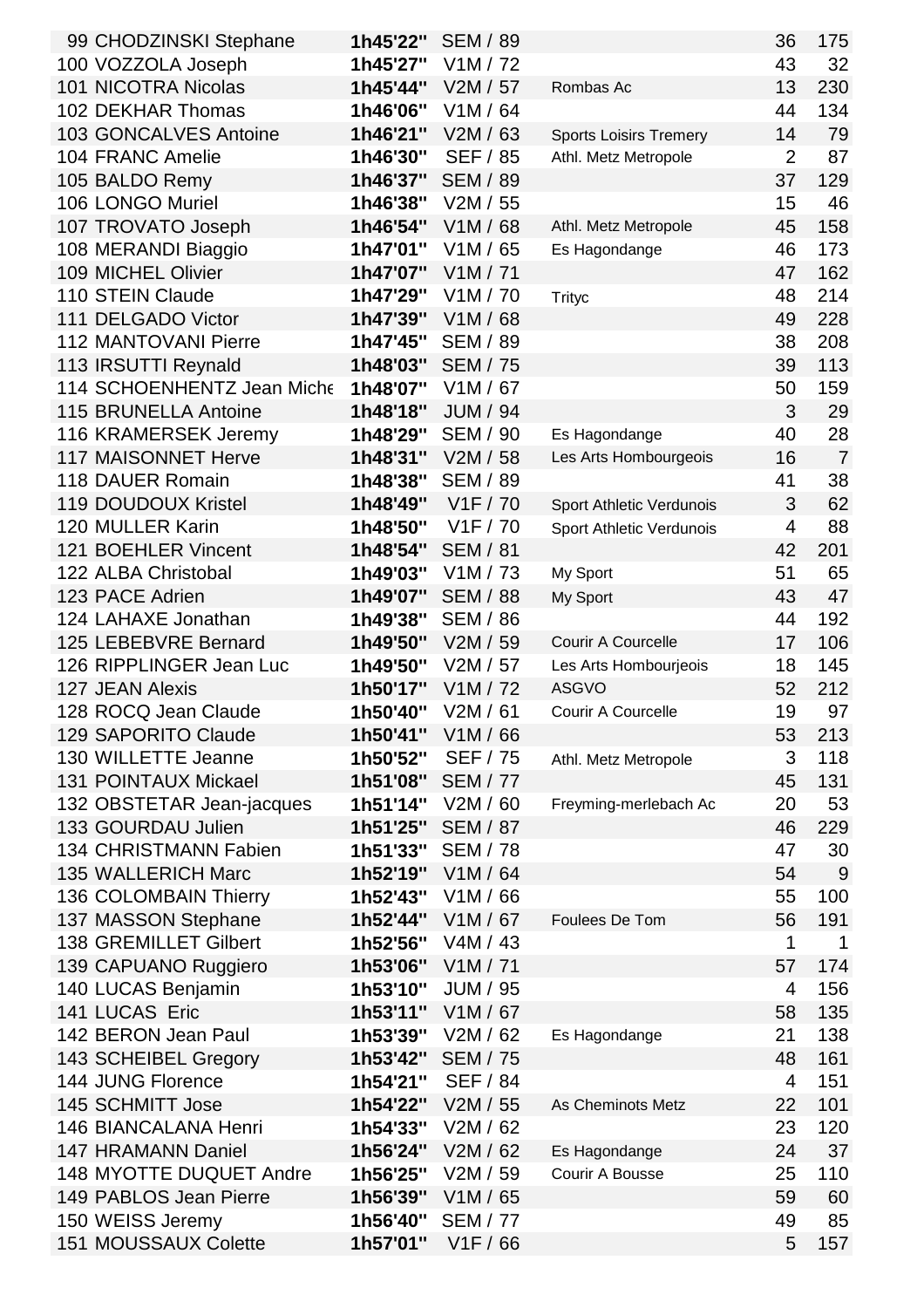| | | | | | | |
|---|---|---|---|---|---|---|
| 99 | CHODZINSKI Stephane | 1h45'22" | SEM / 89 | | 36 | 175 |
| 100 | VOZZOLA Joseph | 1h45'27" | V1M / 72 | | 43 | 32 |
| 101 | NICOTRA Nicolas | 1h45'44" | V2M / 57 | Rombas Ac | 13 | 230 |
| 102 | DEKHAR Thomas | 1h46'06" | V1M / 64 | | 44 | 134 |
| 103 | GONCALVES Antoine | 1h46'21" | V2M / 63 | Sports Loisirs Tremery | 14 | 79 |
| 104 | FRANC Amelie | 1h46'30" | SEF / 85 | Athl. Metz Metropole | 2 | 87 |
| 105 | BALDO Remy | 1h46'37" | SEM / 89 | | 37 | 129 |
| 106 | LONGO Muriel | 1h46'38" | V2M / 55 | | 15 | 46 |
| 107 | TROVATO Joseph | 1h46'54" | V1M / 68 | Athl. Metz Metropole | 45 | 158 |
| 108 | MERANDI Biaggio | 1h47'01" | V1M / 65 | Es Hagondange | 46 | 173 |
| 109 | MICHEL Olivier | 1h47'07" | V1M / 71 | | 47 | 162 |
| 110 | STEIN Claude | 1h47'29" | V1M / 70 | Trityc | 48 | 214 |
| 111 | DELGADO Victor | 1h47'39" | V1M / 68 | | 49 | 228 |
| 112 | MANTOVANI Pierre | 1h47'45" | SEM / 89 | | 38 | 208 |
| 113 | IRSUTTI Reynald | 1h48'03" | SEM / 75 | | 39 | 113 |
| 114 | SCHOENHENTZ Jean Miche | 1h48'07" | V1M / 67 | | 50 | 159 |
| 115 | BRUNELLA Antoine | 1h48'18" | JUM / 94 | | 3 | 29 |
| 116 | KRAMERSEK Jeremy | 1h48'29" | SEM / 90 | Es Hagondange | 40 | 28 |
| 117 | MAISONNET Herve | 1h48'31" | V2M / 58 | Les Arts Hombourgeois | 16 | 7 |
| 118 | DAUER Romain | 1h48'38" | SEM / 89 | | 41 | 38 |
| 119 | DOUDOUX Kristel | 1h48'49" | V1F / 70 | Sport Athletic Verdunois | 3 | 62 |
| 120 | MULLER Karin | 1h48'50" | V1F / 70 | Sport Athletic Verdunois | 4 | 88 |
| 121 | BOEHLER Vincent | 1h48'54" | SEM / 81 | | 42 | 201 |
| 122 | ALBA Christobal | 1h49'03" | V1M / 73 | My Sport | 51 | 65 |
| 123 | PACE Adrien | 1h49'07" | SEM / 88 | My Sport | 43 | 47 |
| 124 | LAHAXE Jonathan | 1h49'38" | SEM / 86 | | 44 | 192 |
| 125 | LEBEBVRE Bernard | 1h49'50" | V2M / 59 | Courir A Courcelle | 17 | 106 |
| 126 | RIPPLINGER Jean Luc | 1h49'50" | V2M / 57 | Les Arts Hombourjeois | 18 | 145 |
| 127 | JEAN Alexis | 1h50'17" | V1M / 72 | ASGVO | 52 | 212 |
| 128 | ROCQ Jean Claude | 1h50'40" | V2M / 61 | Courir A Courcelle | 19 | 97 |
| 129 | SAPORITO Claude | 1h50'41" | V1M / 66 | | 53 | 213 |
| 130 | WILLETTE Jeanne | 1h50'52" | SEF / 75 | Athl. Metz Metropole | 3 | 118 |
| 131 | POINTAUX Mickael | 1h51'08" | SEM / 77 | | 45 | 131 |
| 132 | OBSTETAR Jean-jacques | 1h51'14" | V2M / 60 | Freyming-merlebach Ac | 20 | 53 |
| 133 | GOURDAU Julien | 1h51'25" | SEM / 87 | | 46 | 229 |
| 134 | CHRISTMANN Fabien | 1h51'33" | SEM / 78 | | 47 | 30 |
| 135 | WALLERICH Marc | 1h52'19" | V1M / 64 | | 54 | 9 |
| 136 | COLOMBAIN Thierry | 1h52'43" | V1M / 66 | | 55 | 100 |
| 137 | MASSON Stephane | 1h52'44" | V1M / 67 | Foulees De Tom | 56 | 191 |
| 138 | GREMILLET Gilbert | 1h52'56" | V4M / 43 | | 1 | 1 |
| 139 | CAPUANO Ruggiero | 1h53'06" | V1M / 71 | | 57 | 174 |
| 140 | LUCAS Benjamin | 1h53'10" | JUM / 95 | | 4 | 156 |
| 141 | LUCAS Eric | 1h53'11" | V1M / 67 | | 58 | 135 |
| 142 | BERON Jean Paul | 1h53'39" | V2M / 62 | Es Hagondange | 21 | 138 |
| 143 | SCHEIBEL Gregory | 1h53'42" | SEM / 75 | | 48 | 161 |
| 144 | JUNG Florence | 1h54'21" | SEF / 84 | | 4 | 151 |
| 145 | SCHMITT Jose | 1h54'22" | V2M / 55 | As Cheminots Metz | 22 | 101 |
| 146 | BIANCALANA Henri | 1h54'33" | V2M / 62 | | 23 | 120 |
| 147 | HRAMANN Daniel | 1h56'24" | V2M / 62 | Es Hagondange | 24 | 37 |
| 148 | MYOTTE DUQUET Andre | 1h56'25" | V2M / 59 | Courir A Bousse | 25 | 110 |
| 149 | PABLOS Jean Pierre | 1h56'39" | V1M / 65 | | 59 | 60 |
| 150 | WEISS Jeremy | 1h56'40" | SEM / 77 | | 49 | 85 |
| 151 | MOUSSAUX Colette | 1h57'01" | V1F / 66 | | 5 | 157 |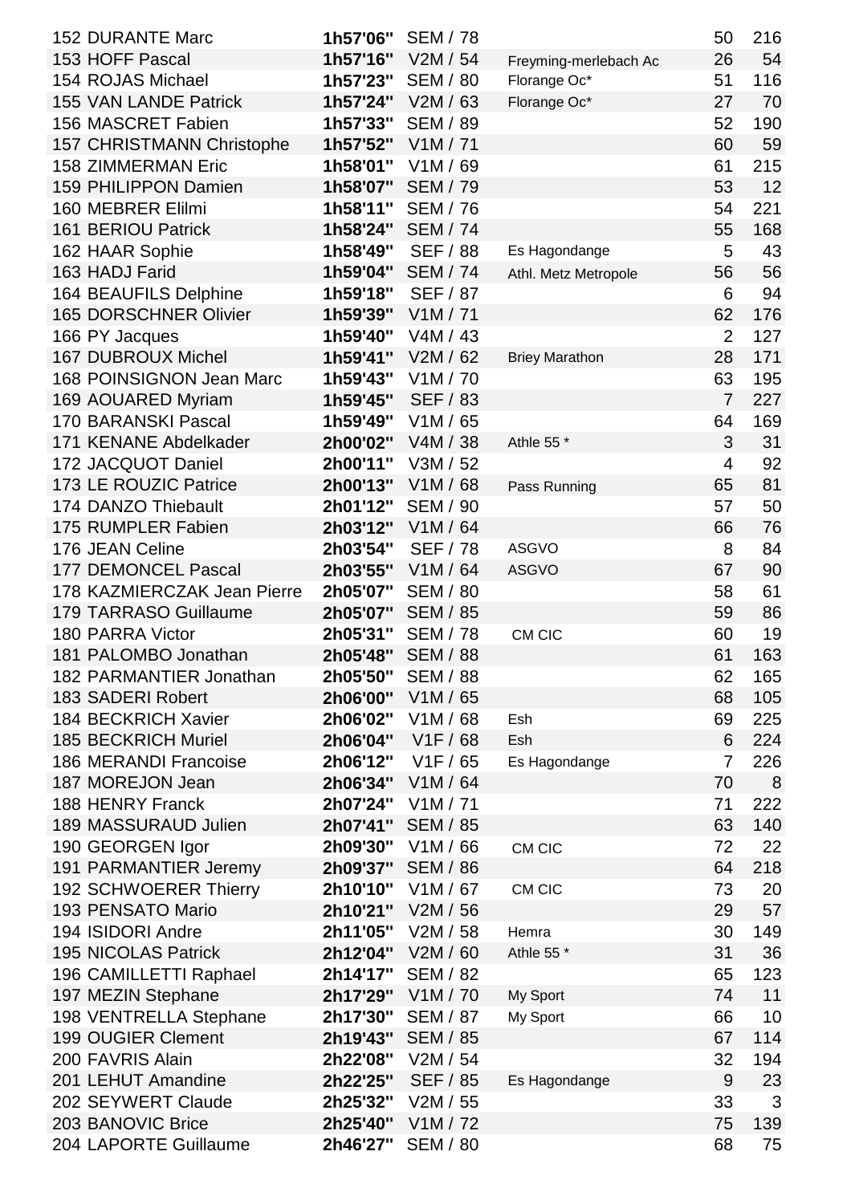| | | | | | |
|---|---|---|---|---|---|
| 152 DURANTE Marc | **1h57'06"** | SEM / 78 | | 50 | 216 |
| 153 HOFF Pascal | **1h57'16"** | V2M / 54 | Freyming-merlebach Ac | 26 | 54 |
| 154 ROJAS Michael | **1h57'23"** | SEM / 80 | Florange Oc* | 51 | 116 |
| 155 VAN LANDE Patrick | **1h57'24"** | V2M / 63 | Florange Oc* | 27 | 70 |
| 156 MASCRET Fabien | **1h57'33"** | SEM / 89 | | 52 | 190 |
| 157 CHRISTMANN Christophe | **1h57'52"** | V1M / 71 | | 60 | 59 |
| 158 ZIMMERMAN Eric | **1h58'01"** | V1M / 69 | | 61 | 215 |
| 159 PHILIPPON Damien | **1h58'07"** | SEM / 79 | | 53 | 12 |
| 160 MEBRER Elilmi | **1h58'11"** | SEM / 76 | | 54 | 221 |
| 161 BERIOU Patrick | **1h58'24"** | SEM / 74 | | 55 | 168 |
| 162 HAAR Sophie | **1h58'49"** | SEF / 88 | Es Hagondange | 5 | 43 |
| 163 HADJ Farid | **1h59'04"** | SEM / 74 | Athl. Metz Metropole | 56 | 56 |
| 164 BEAUFILS Delphine | **1h59'18"** | SEF / 87 | | 6 | 94 |
| 165 DORSCHNER Olivier | **1h59'39"** | V1M / 71 | | 62 | 176 |
| 166 PY Jacques | **1h59'40"** | V4M / 43 | | 2 | 127 |
| 167 DUBROUX Michel | **1h59'41"** | V2M / 62 | Briey Marathon | 28 | 171 |
| 168 POINSIGNON Jean Marc | **1h59'43"** | V1M / 70 | | 63 | 195 |
| 169 AOUARED Myriam | **1h59'45"** | SEF / 83 | | 7 | 227 |
| 170 BARANSKI Pascal | **1h59'49"** | V1M / 65 | | 64 | 169 |
| 171 KENANE Abdelkader | **2h00'02"** | V4M / 38 | Athle 55 * | 3 | 31 |
| 172 JACQUOT Daniel | **2h00'11"** | V3M / 52 | | 4 | 92 |
| 173 LE ROUZIC Patrice | **2h00'13"** | V1M / 68 | Pass Running | 65 | 81 |
| 174 DANZO Thiebault | **2h01'12"** | SEM / 90 | | 57 | 50 |
| 175 RUMPLER Fabien | **2h03'12"** | V1M / 64 | | 66 | 76 |
| 176 JEAN Celine | **2h03'54"** | SEF / 78 | ASGVO | 8 | 84 |
| 177 DEMONCEL Pascal | **2h03'55"** | V1M / 64 | ASGVO | 67 | 90 |
| 178 KAZMIERCZAK Jean Pierre | **2h05'07"** | SEM / 80 | | 58 | 61 |
| 179 TARRASO Guillaume | **2h05'07"** | SEM / 85 | | 59 | 86 |
| 180 PARRA Victor | **2h05'31"** | SEM / 78 | CM CIC | 60 | 19 |
| 181 PALOMBO Jonathan | **2h05'48"** | SEM / 88 | | 61 | 163 |
| 182 PARMANTIER Jonathan | **2h05'50"** | SEM / 88 | | 62 | 165 |
| 183 SADERI Robert | **2h06'00"** | V1M / 65 | | 68 | 105 |
| 184 BECKRICH Xavier | **2h06'02"** | V1M / 68 | Esh | 69 | 225 |
| 185 BECKRICH Muriel | **2h06'04"** | V1F / 68 | Esh | 6 | 224 |
| 186 MERANDI Francoise | **2h06'12"** | V1F / 65 | Es Hagondange | 7 | 226 |
| 187 MOREJON Jean | **2h06'34"** | V1M / 64 | | 70 | 8 |
| 188 HENRY Franck | **2h07'24"** | V1M / 71 | | 71 | 222 |
| 189 MASSURAUD Julien | **2h07'41"** | SEM / 85 | | 63 | 140 |
| 190 GEORGEN Igor | **2h09'30"** | V1M / 66 | CM CIC | 72 | 22 |
| 191 PARMANTIER Jeremy | **2h09'37"** | SEM / 86 | | 64 | 218 |
| 192 SCHWOERER Thierry | **2h10'10"** | V1M / 67 | CM CIC | 73 | 20 |
| 193 PENSATO Mario | **2h10'21"** | V2M / 56 | | 29 | 57 |
| 194 ISIDORI Andre | **2h11'05"** | V2M / 58 | Hemra | 30 | 149 |
| 195 NICOLAS Patrick | **2h12'04"** | V2M / 60 | Athle 55 * | 31 | 36 |
| 196 CAMILLETTI Raphael | **2h14'17"** | SEM / 82 | | 65 | 123 |
| 197 MEZIN Stephane | **2h17'29"** | V1M / 70 | My Sport | 74 | 11 |
| 198 VENTRELLA Stephane | **2h17'30"** | SEM / 87 | My Sport | 66 | 10 |
| 199 OUGIER Clement | **2h19'43"** | SEM / 85 | | 67 | 114 |
| 200 FAVRIS Alain | **2h22'08"** | V2M / 54 | | 32 | 194 |
| 201 LEHUT Amandine | **2h22'25"** | SEF / 85 | Es Hagondange | 9 | 23 |
| 202 SEYWERT Claude | **2h25'32"** | V2M / 55 | | 33 | 3 |
| 203 BANOVIC Brice | **2h25'40"** | V1M / 72 | | 75 | 139 |
| 204 LAPORTE Guillaume | **2h46'27"** | SEM / 80 | | 68 | 75 |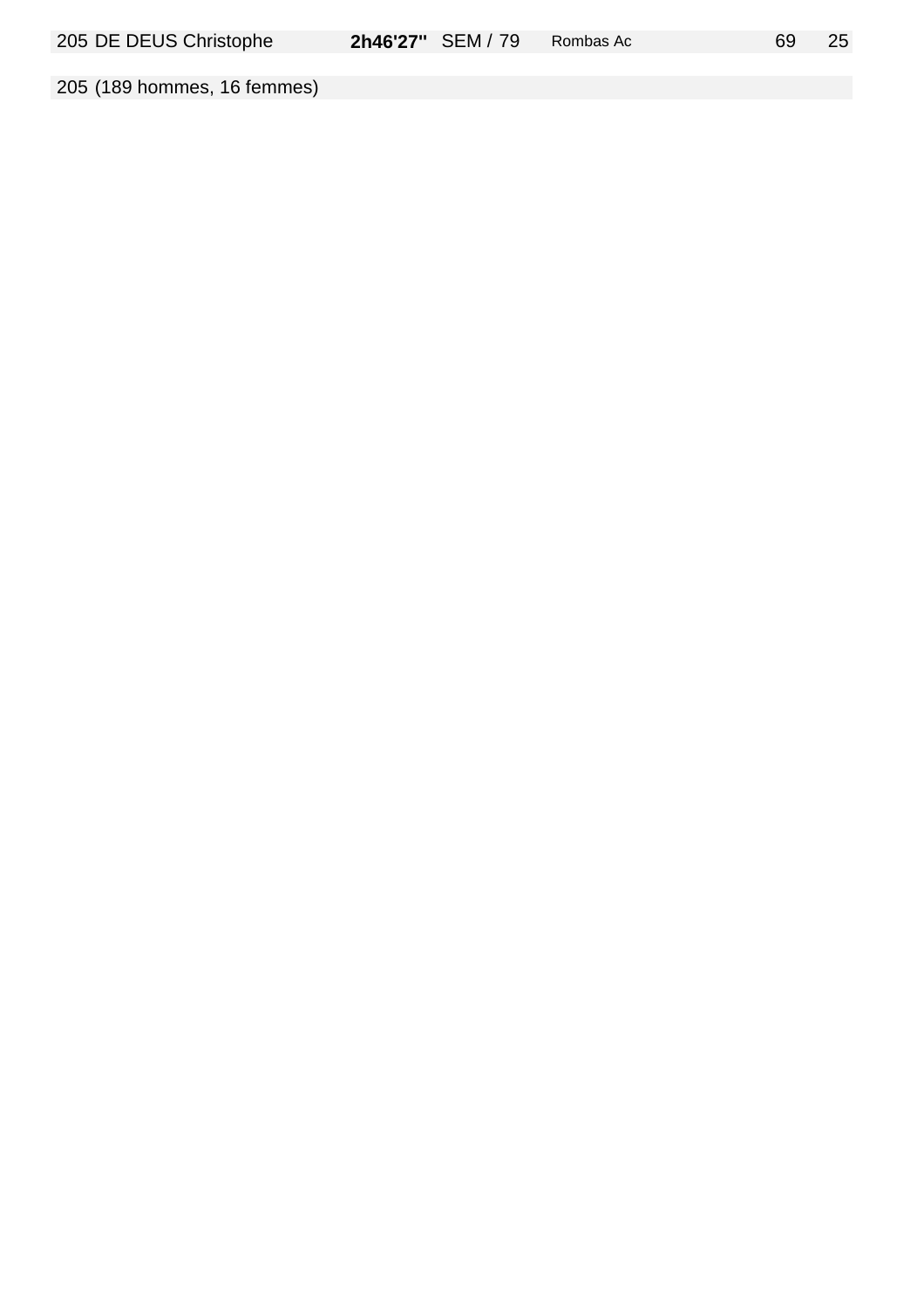| | | | | | | |
|---|---|---|---|---|---|---|
| 205 | DE DEUS Christophe | **2h46'27"** | SEM / 79 | Rombas Ac | 69 | 25 |

205 (189 hommes, 16 femmes)